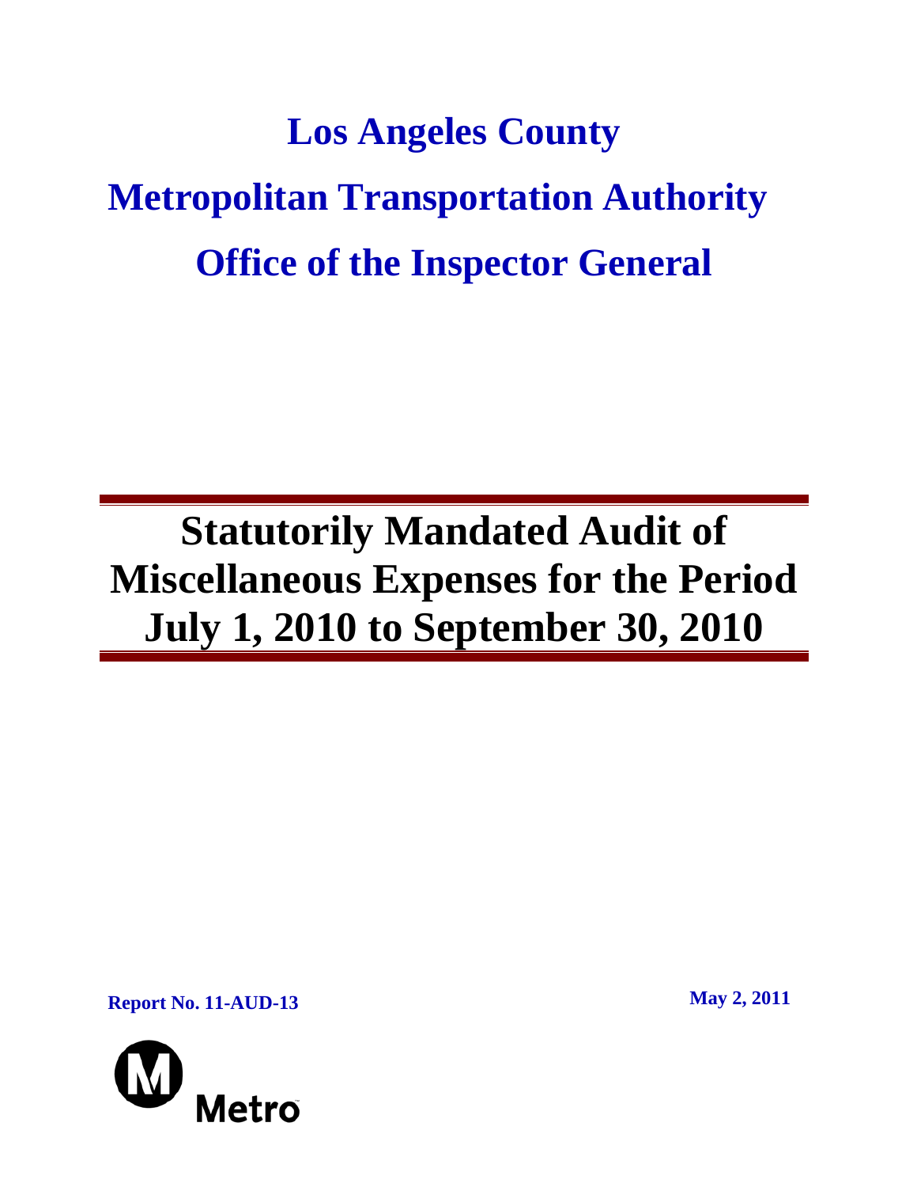# Los Angeles County
# Metropolitan Transportation Authority
# Office of the Inspector General

---

# Statutorily Mandated Audit of Miscellaneous Expenses for the Period July 1, 2010 to September 30, 2010

---

**Report No. 11-AUD-13**

**May 2, 2011**

Metro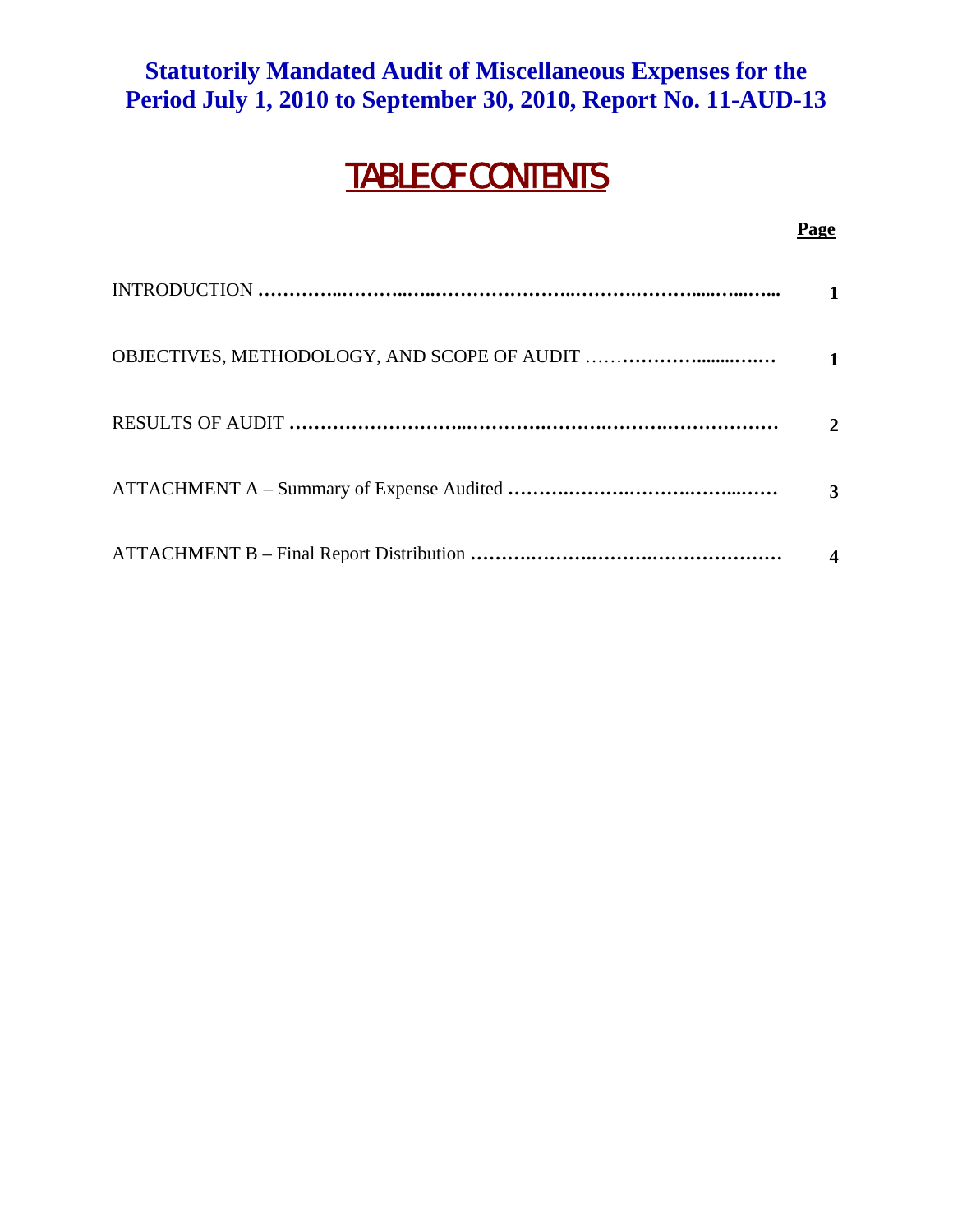# Statutorily Mandated Audit of Miscellaneous Expenses for the Period July 1, 2010 to September 30, 2010, Report No. 11-AUD-13

## TABLE OF CONTENTS

| | Page |
|---|---|
| INTRODUCTION | 1 |
| OBJECTIVES, METHODOLOGY, AND SCOPE OF AUDIT | 1 |
| RESULTS OF AUDIT | 2 |
| ATTACHMENT A – Summary of Expense Audited | 3 |
| ATTACHMENT B – Final Report Distribution | 4 |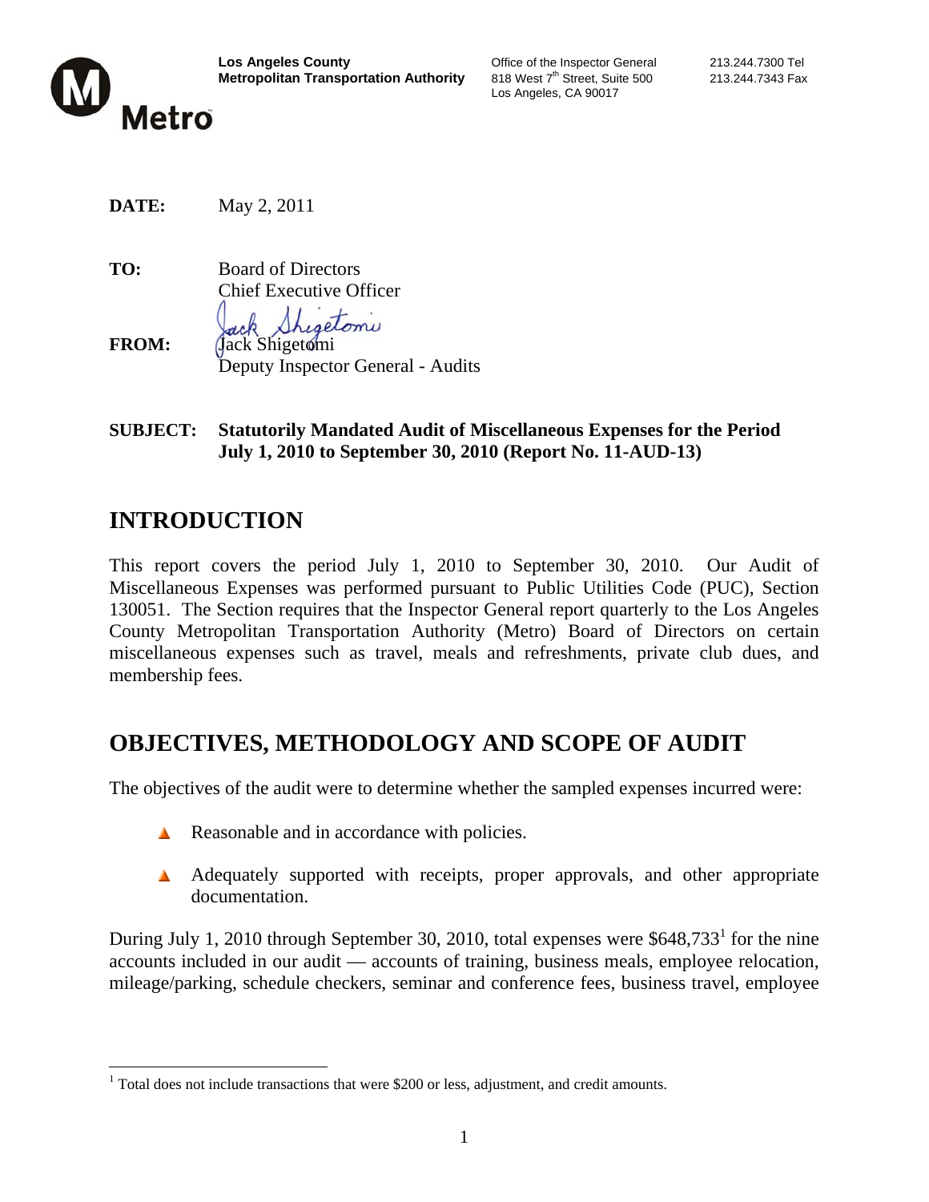**Los Angeles County Metropolitan Transportation Authority**

Office of the Inspector General
818 West 7th Street, Suite 500
Los Angeles, CA 90017

213.244.7300 Tel
213.244.7343 Fax

**DATE:** May 2, 2011

**TO:** Board of Directors
Chief Executive Officer

**FROM:** Jack Shigetomi
Deputy Inspector General - Audits

**SUBJECT: Statutorily Mandated Audit of Miscellaneous Expenses for the Period July 1, 2010 to September 30, 2010 (Report No. 11-AUD-13)**

## INTRODUCTION

This report covers the period July 1, 2010 to September 30, 2010. Our Audit of Miscellaneous Expenses was performed pursuant to Public Utilities Code (PUC), Section 130051. The Section requires that the Inspector General report quarterly to the Los Angeles County Metropolitan Transportation Authority (Metro) Board of Directors on certain miscellaneous expenses such as travel, meals and refreshments, private club dues, and membership fees.

## OBJECTIVES, METHODOLOGY AND SCOPE OF AUDIT

The objectives of the audit were to determine whether the sampled expenses incurred were:

- Reasonable and in accordance with policies.
- Adequately supported with receipts, proper approvals, and other appropriate documentation.

During July 1, 2010 through September 30, 2010, total expenses were $648,733[1] for the nine accounts included in our audit — accounts of training, business meals, employee relocation, mileage/parking, schedule checkers, seminar and conference fees, business travel, employee

[1] Total does not include transactions that were $200 or less, adjustment, and credit amounts.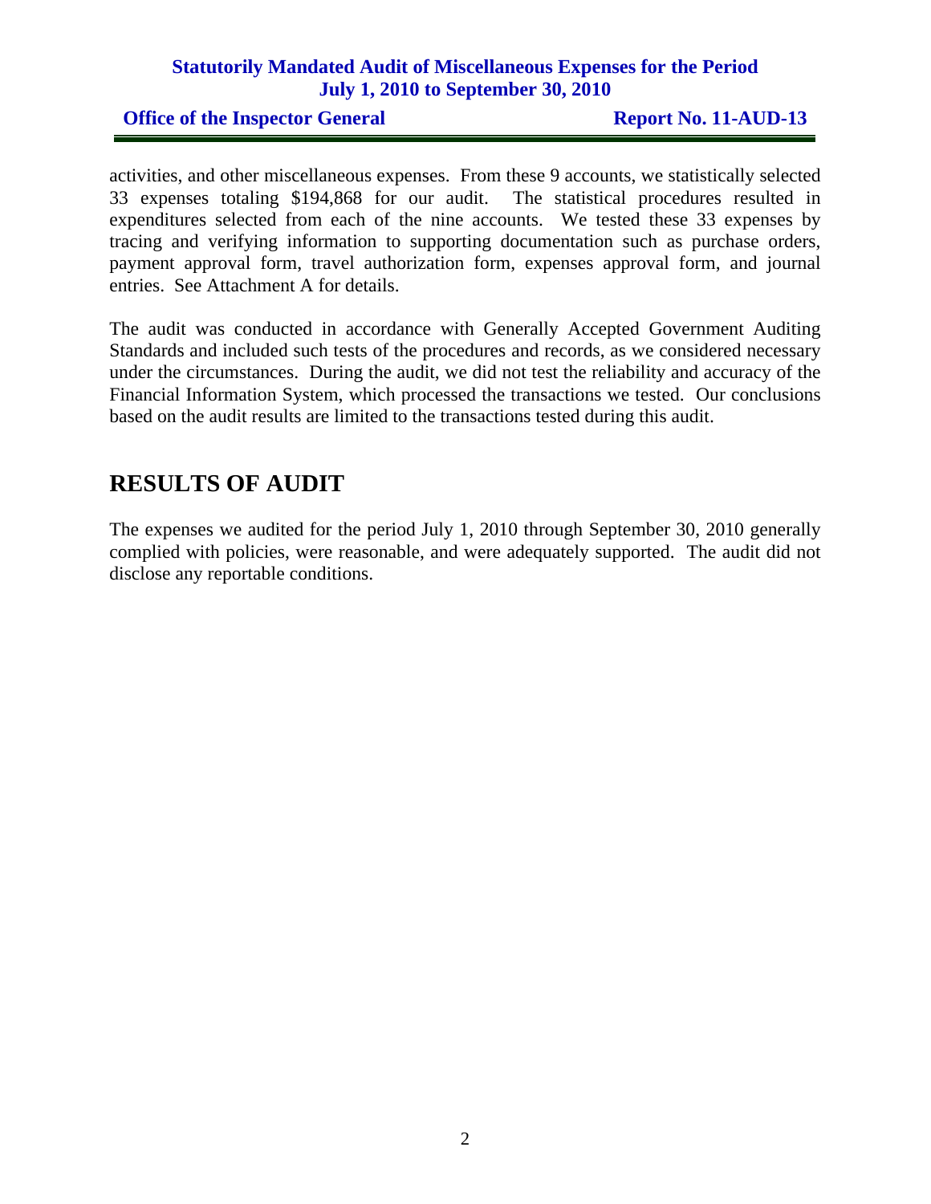activities, and other miscellaneous expenses. From these 9 accounts, we statistically selected 33 expenses totaling $194,868 for our audit. The statistical procedures resulted in expenditures selected from each of the nine accounts. We tested these 33 expenses by tracing and verifying information to supporting documentation such as purchase orders, payment approval form, travel authorization form, expenses approval form, and journal entries. See Attachment A for details.

The audit was conducted in accordance with Generally Accepted Government Auditing Standards and included such tests of the procedures and records, as we considered necessary under the circumstances. During the audit, we did not test the reliability and accuracy of the Financial Information System, which processed the transactions we tested. Our conclusions based on the audit results are limited to the transactions tested during this audit.

# RESULTS OF AUDIT

The expenses we audited for the period July 1, 2010 through September 30, 2010 generally complied with policies, were reasonable, and were adequately supported. The audit did not disclose any reportable conditions.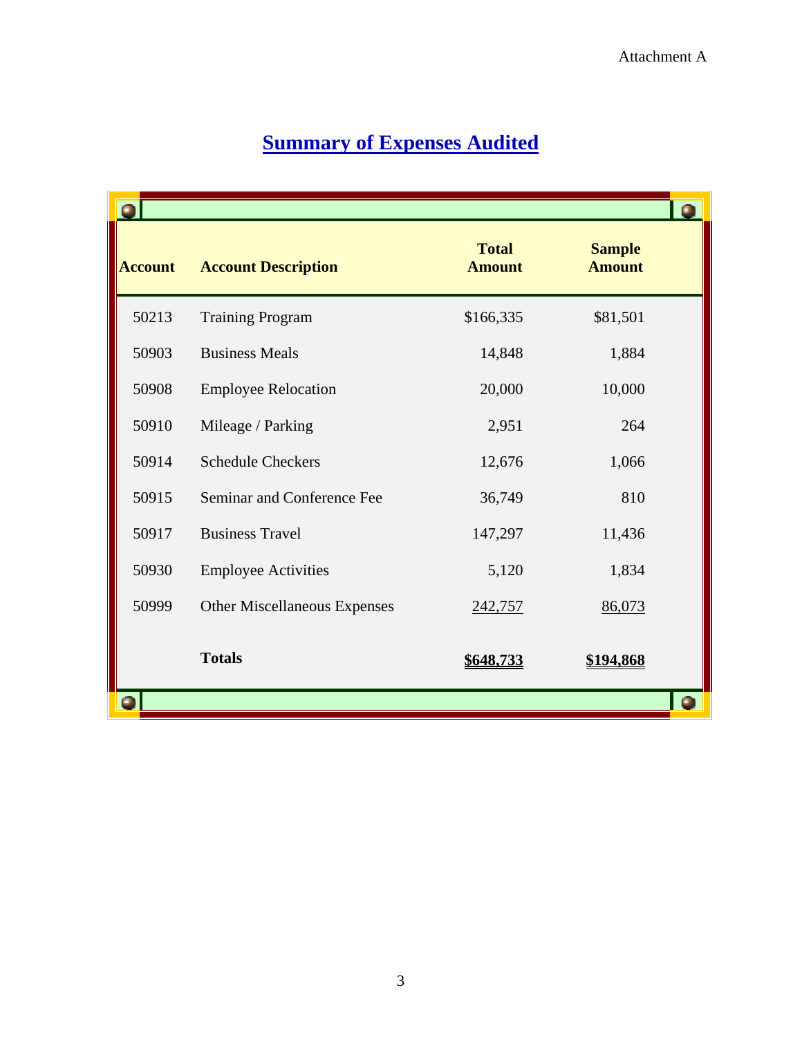Attachment A

# Summary of Expenses Audited

| Account | Account Description | Total Amount | Sample Amount |
|---|---|---|---|
| 50213 | Training Program | $166,335 | $81,501 |
| 50903 | Business Meals | 14,848 | 1,884 |
| 50908 | Employee Relocation | 20,000 | 10,000 |
| 50910 | Mileage / Parking | 2,951 | 264 |
| 50914 | Schedule Checkers | 12,676 | 1,066 |
| 50915 | Seminar and Conference Fee | 36,749 | 810 |
| 50917 | Business Travel | 147,297 | 11,436 |
| 50930 | Employee Activities | 5,120 | 1,834 |
| 50999 | Other Miscellaneous Expenses | 242,757 | 86,073 |
| | **Totals** | **$648,733** | **$194,868** |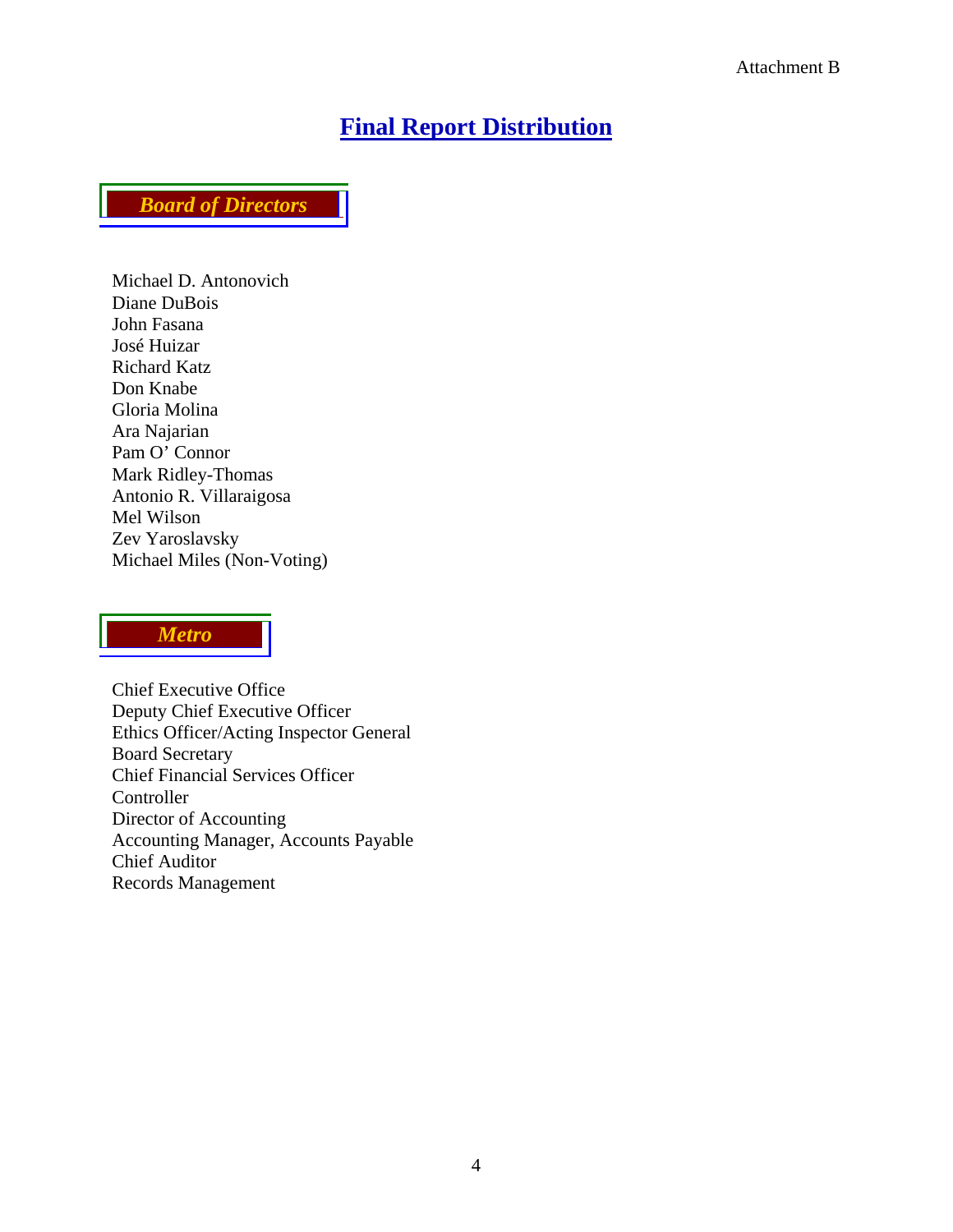Attachment B

# Final Report Distribution

## *Board of Directors*

Michael D. Antonovich
Diane DuBois
John Fasana
José Huizar
Richard Katz
Don Knabe
Gloria Molina
Ara Najarian
Pam O' Connor
Mark Ridley-Thomas
Antonio R. Villaraigosa
Mel Wilson
Zev Yaroslavsky
Michael Miles (Non-Voting)

## *Metro*

Chief Executive Office
Deputy Chief Executive Officer
Ethics Officer/Acting Inspector General
Board Secretary
Chief Financial Services Officer
Controller
Director of Accounting
Accounting Manager, Accounts Payable
Chief Auditor
Records Management